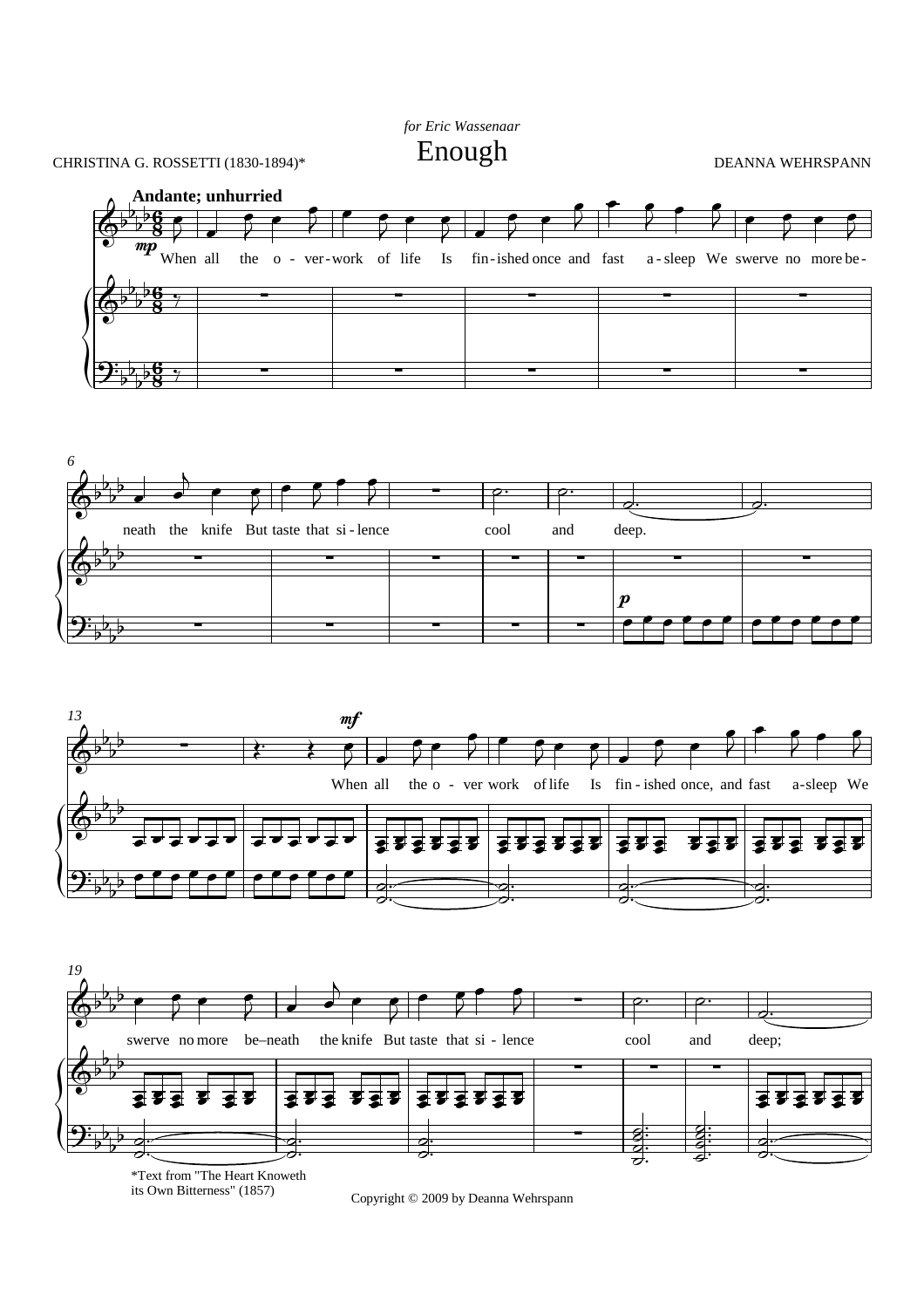*for Eric Wassenaar*

# Enough

CHRISTINA G. ROSSETTI (1830-1894)*

DEANNA WEHRSPANN

**Andante; unhurried**

*Text from "The Heart Knoweth its Own Bitterness" (1857)

Copyright © 2009 by Deanna Wehrspann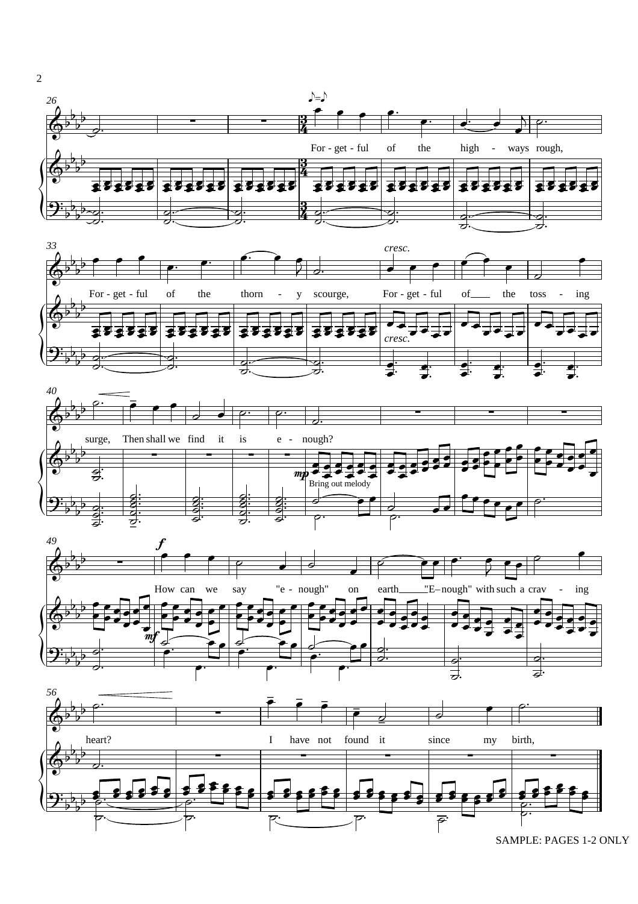For - get - ful of the high - ways rough,

For - get - ful of the thorn - y scourge,

*cresc.*

For - get - ful of the toss - ing surge,

Then shall we find it is e - nough?

*mp* Bring out melody

*f*

How can we say "e - nough" on earth "E–nough" with such a crav - ing heart?

*mf*

I have not found it since my birth,